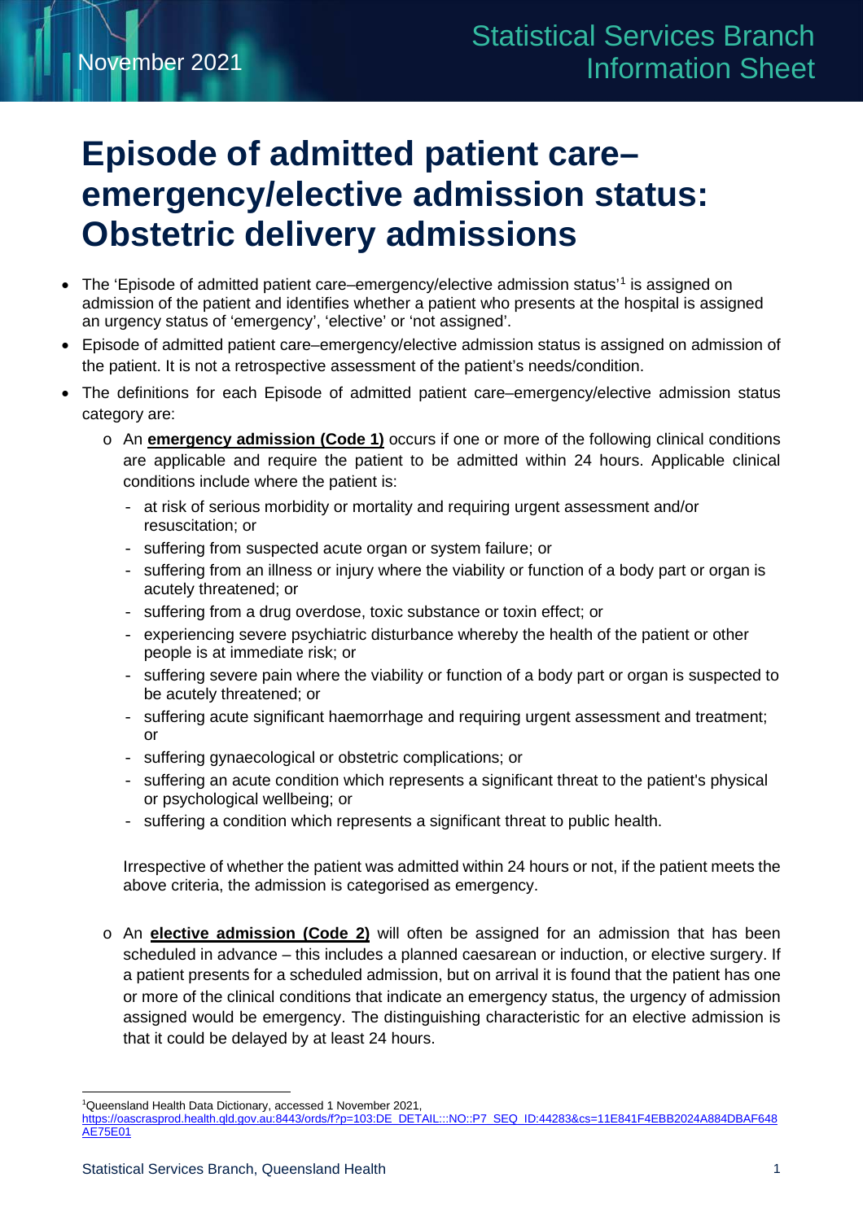# Episode of admitted patient care–emergency/elective admission status: Obstetric delivery admissions

- The 'Episode of admitted patient care–emergency/elective admission status'[1] is assigned on admission of the patient and identifies whether a patient who presents at the hospital is assigned an urgency status of 'emergency', 'elective' or 'not assigned'.
- Episode of admitted patient care–emergency/elective admission status is assigned on admission of the patient. It is not a retrospective assessment of the patient's needs/condition.
- The definitions for each Episode of admitted patient care–emergency/elective admission status category are:
  - An **emergency admission (Code 1)** occurs if one or more of the following clinical conditions are applicable and require the patient to be admitted within 24 hours. Applicable clinical conditions include where the patient is:
    - at risk of serious morbidity or mortality and requiring urgent assessment and/or resuscitation; or
    - suffering from suspected acute organ or system failure; or
    - suffering from an illness or injury where the viability or function of a body part or organ is acutely threatened; or
    - suffering from a drug overdose, toxic substance or toxin effect; or
    - experiencing severe psychiatric disturbance whereby the health of the patient or other people is at immediate risk; or
    - suffering severe pain where the viability or function of a body part or organ is suspected to be acutely threatened; or
    - suffering acute significant haemorrhage and requiring urgent assessment and treatment; or
    - suffering gynaecological or obstetric complications; or
    - suffering an acute condition which represents a significant threat to the patient's physical or psychological wellbeing; or
    - suffering a condition which represents a significant threat to public health.

    Irrespective of whether the patient was admitted within 24 hours or not, if the patient meets the above criteria, the admission is categorised as emergency.

  - An **elective admission (Code 2)** will often be assigned for an admission that has been scheduled in advance – this includes a planned caesarean or induction, or elective surgery. If a patient presents for a scheduled admission, but on arrival it is found that the patient has one or more of the clinical conditions that indicate an emergency status, the urgency of admission assigned would be emergency. The distinguishing characteristic for an elective admission is that it could be delayed by at least 24 hours.

---

[1]Queensland Health Data Dictionary, accessed 1 November 2021, https://oascrasprod.health.qld.gov.au:8443/ords/f?p=103:DE_DETAIL:::NO::P7_SEQ_ID:44283&cs=11E841F4EBB2024A884DBAF648AE75E01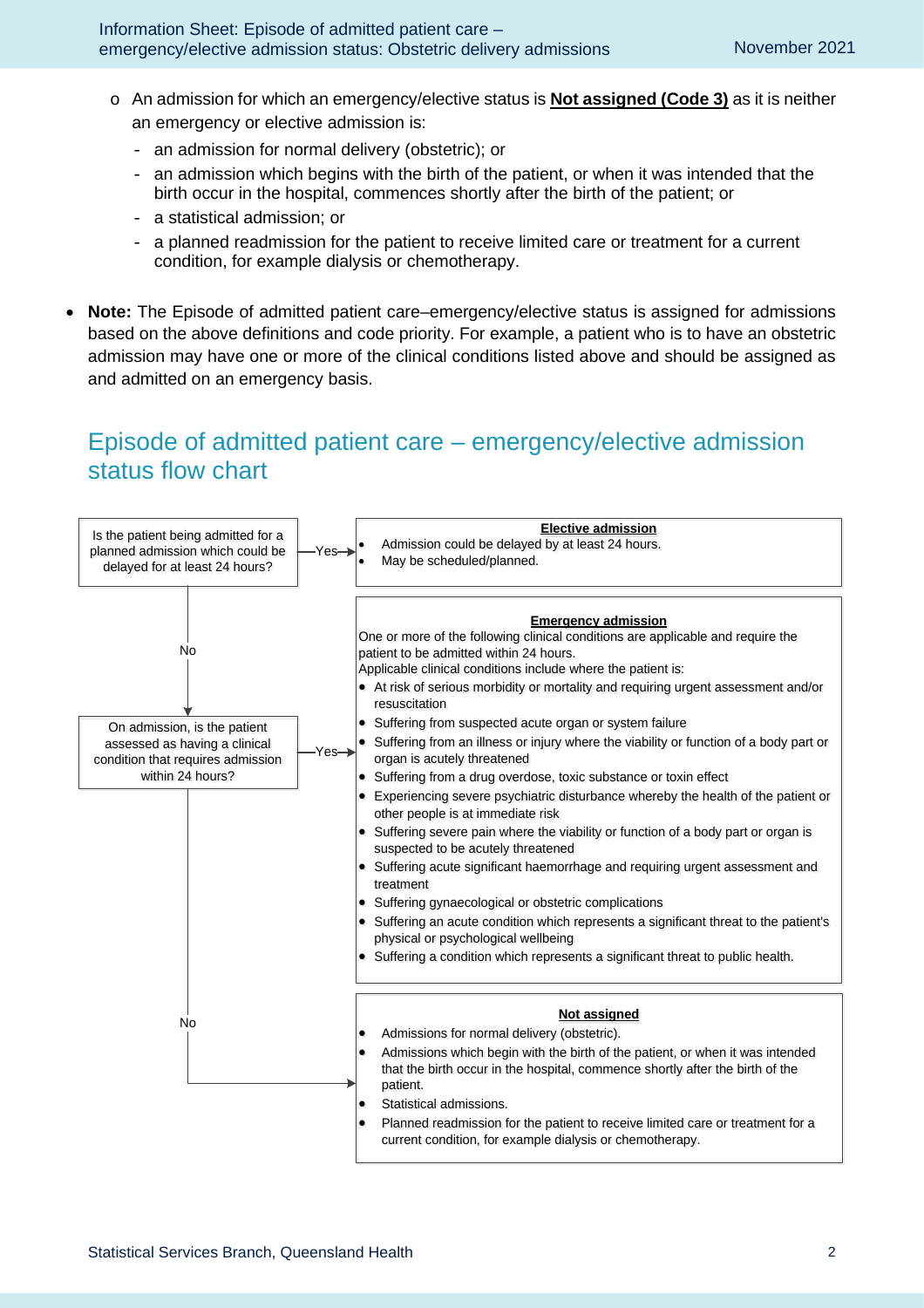- An admission for which an emergency/elective status is **Not assigned (Code 3)** as it is neither an emergency or elective admission is:
  - an admission for normal delivery (obstetric); or
  - an admission which begins with the birth of the patient, or when it was intended that the birth occur in the hospital, commences shortly after the birth of the patient; or
  - a statistical admission; or
  - a planned readmission for the patient to receive limited care or treatment for a current condition, for example dialysis or chemotherapy.

- **Note:** The Episode of admitted patient care–emergency/elective status is assigned for admissions based on the above definitions and code priority. For example, a patient who is to have an obstetric admission may have one or more of the clinical conditions listed above and should be assigned as and admitted on an emergency basis.

## Episode of admitted patient care – emergency/elective admission status flow chart

**Is the patient being admitted for a planned admission which could be delayed for at least 24 hours?**

- **Yes** → **Elective admission**
  - Admission could be delayed by at least 24 hours.
  - May be scheduled/planned.
- **No** → next question.

**On admission, is the patient assessed as having a clinical condition that requires admission within 24 hours?**

- **Yes** → **Emergency admission**

  One or more of the following clinical conditions are applicable and require the patient to be admitted within 24 hours.
  Applicable clinical conditions include where the patient is:
  - At risk of serious morbidity or mortality and requiring urgent assessment and/or resuscitation
  - Suffering from suspected acute organ or system failure
  - Suffering from an illness or injury where the viability or function of a body part or organ is acutely threatened
  - Suffering from a drug overdose, toxic substance or toxin effect
  - Experiencing severe psychiatric disturbance whereby the health of the patient or other people is at immediate risk
  - Suffering severe pain where the viability or function of a body part or organ is suspected to be acutely threatened
  - Suffering acute significant haemorrhage and requiring urgent assessment and treatment
  - Suffering gynaecological or obstetric complications
  - Suffering an acute condition which represents a significant threat to the patient's physical or psychological wellbeing
  - Suffering a condition which represents a significant threat to public health.
- **No** → **Not assigned**
  - Admissions for normal delivery (obstetric).
  - Admissions which begin with the birth of the patient, or when it was intended that the birth occur in the hospital, commence shortly after the birth of the patient.
  - Statistical admissions.
  - Planned readmission for the patient to receive limited care or treatment for a current condition, for example dialysis or chemotherapy.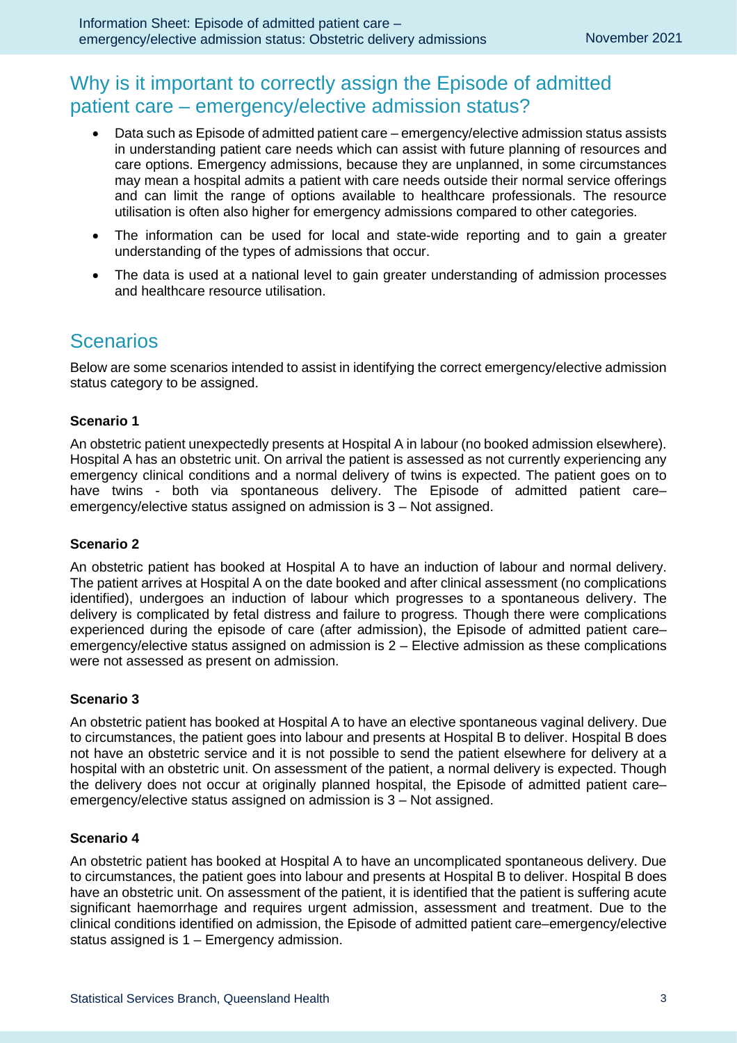## Why is it important to correctly assign the Episode of admitted patient care – emergency/elective admission status?

- Data such as Episode of admitted patient care – emergency/elective admission status assists in understanding patient care needs which can assist with future planning of resources and care options. Emergency admissions, because they are unplanned, in some circumstances may mean a hospital admits a patient with care needs outside their normal service offerings and can limit the range of options available to healthcare professionals. The resource utilisation is often also higher for emergency admissions compared to other categories.
- The information can be used for local and state-wide reporting and to gain a greater understanding of the types of admissions that occur.
- The data is used at a national level to gain greater understanding of admission processes and healthcare resource utilisation.

## Scenarios

Below are some scenarios intended to assist in identifying the correct emergency/elective admission status category to be assigned.

**Scenario 1**

An obstetric patient unexpectedly presents at Hospital A in labour (no booked admission elsewhere). Hospital A has an obstetric unit. On arrival the patient is assessed as not currently experiencing any emergency clinical conditions and a normal delivery of twins is expected. The patient goes on to have twins - both via spontaneous delivery. The Episode of admitted patient care– emergency/elective status assigned on admission is 3 – Not assigned.

**Scenario 2**

An obstetric patient has booked at Hospital A to have an induction of labour and normal delivery. The patient arrives at Hospital A on the date booked and after clinical assessment (no complications identified), undergoes an induction of labour which progresses to a spontaneous delivery. The delivery is complicated by fetal distress and failure to progress. Though there were complications experienced during the episode of care (after admission), the Episode of admitted patient care– emergency/elective status assigned on admission is 2 – Elective admission as these complications were not assessed as present on admission.

**Scenario 3**

An obstetric patient has booked at Hospital A to have an elective spontaneous vaginal delivery. Due to circumstances, the patient goes into labour and presents at Hospital B to deliver. Hospital B does not have an obstetric service and it is not possible to send the patient elsewhere for delivery at a hospital with an obstetric unit. On assessment of the patient, a normal delivery is expected. Though the delivery does not occur at originally planned hospital, the Episode of admitted patient care– emergency/elective status assigned on admission is 3 – Not assigned.

**Scenario 4**

An obstetric patient has booked at Hospital A to have an uncomplicated spontaneous delivery. Due to circumstances, the patient goes into labour and presents at Hospital B to deliver. Hospital B does have an obstetric unit. On assessment of the patient, it is identified that the patient is suffering acute significant haemorrhage and requires urgent admission, assessment and treatment. Due to the clinical conditions identified on admission, the Episode of admitted patient care–emergency/elective status assigned is 1 – Emergency admission.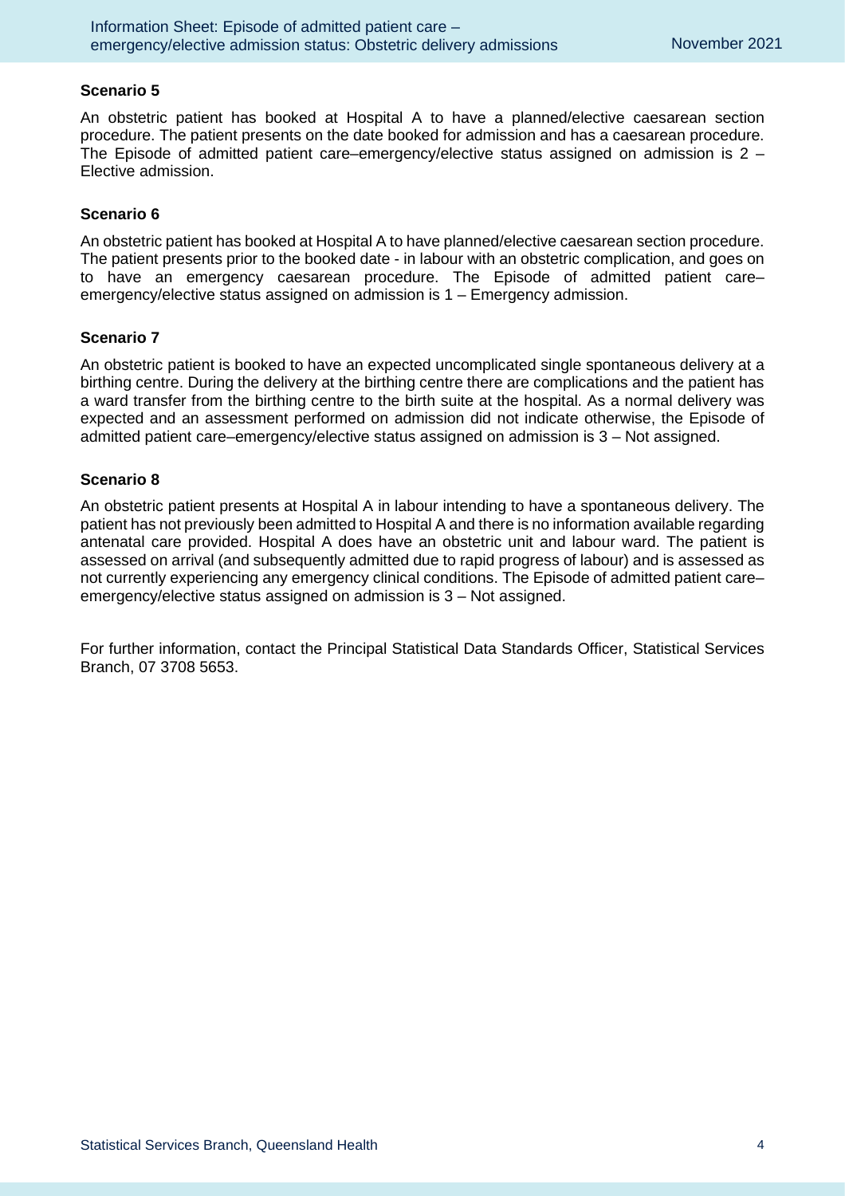### Scenario 5

An obstetric patient has booked at Hospital A to have a planned/elective caesarean section procedure. The patient presents on the date booked for admission and has a caesarean procedure. The Episode of admitted patient care–emergency/elective status assigned on admission is 2 – Elective admission.

### Scenario 6

An obstetric patient has booked at Hospital A to have planned/elective caesarean section procedure. The patient presents prior to the booked date - in labour with an obstetric complication, and goes on to have an emergency caesarean procedure. The Episode of admitted patient care–emergency/elective status assigned on admission is 1 – Emergency admission.

### Scenario 7

An obstetric patient is booked to have an expected uncomplicated single spontaneous delivery at a birthing centre. During the delivery at the birthing centre there are complications and the patient has a ward transfer from the birthing centre to the birth suite at the hospital. As a normal delivery was expected and an assessment performed on admission did not indicate otherwise, the Episode of admitted patient care–emergency/elective status assigned on admission is 3 – Not assigned.

### Scenario 8

An obstetric patient presents at Hospital A in labour intending to have a spontaneous delivery. The patient has not previously been admitted to Hospital A and there is no information available regarding antenatal care provided. Hospital A does have an obstetric unit and labour ward. The patient is assessed on arrival (and subsequently admitted due to rapid progress of labour) and is assessed as not currently experiencing any emergency clinical conditions. The Episode of admitted patient care–emergency/elective status assigned on admission is 3 – Not assigned.

For further information, contact the Principal Statistical Data Standards Officer, Statistical Services Branch, 07 3708 5653.